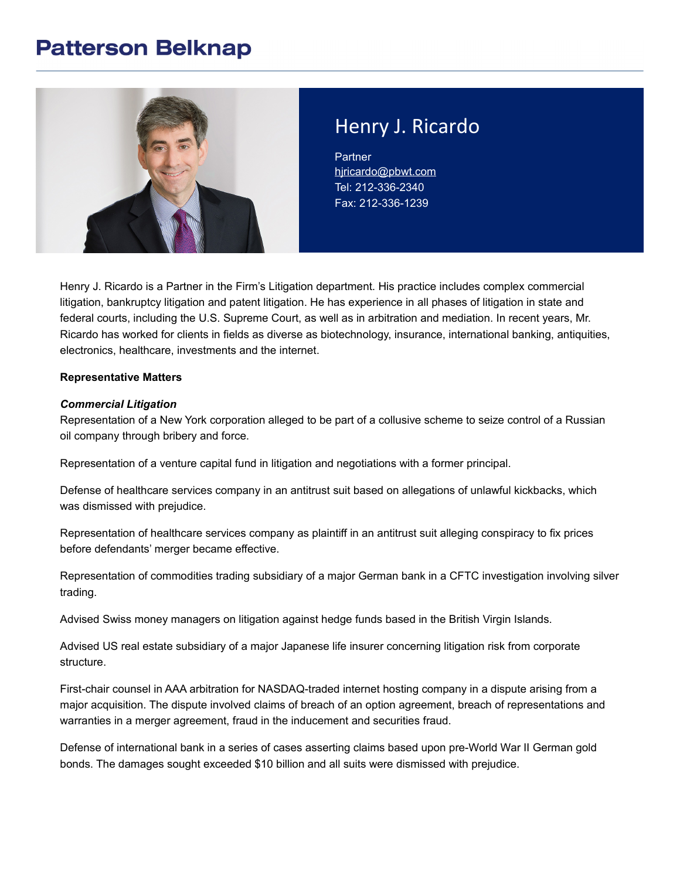# Patterson Belknap

## Henry J. Ricardo

Partner
hjricardo@pbwt.com
Tel: 212-336-2340
Fax: 212-336-1239

Henry J. Ricardo is a Partner in the Firm's Litigation department. His practice includes complex commercial litigation, bankruptcy litigation and patent litigation. He has experience in all phases of litigation in state and federal courts, including the U.S. Supreme Court, as well as in arbitration and mediation. In recent years, Mr. Ricardo has worked for clients in fields as diverse as biotechnology, insurance, international banking, antiquities, electronics, healthcare, investments and the internet.

**Representative Matters**

***Commercial Litigation***

Representation of a New York corporation alleged to be part of a collusive scheme to seize control of a Russian oil company through bribery and force.

Representation of a venture capital fund in litigation and negotiations with a former principal.

Defense of healthcare services company in an antitrust suit based on allegations of unlawful kickbacks, which was dismissed with prejudice.

Representation of healthcare services company as plaintiff in an antitrust suit alleging conspiracy to fix prices before defendants' merger became effective.

Representation of commodities trading subsidiary of a major German bank in a CFTC investigation involving silver trading.

Advised Swiss money managers on litigation against hedge funds based in the British Virgin Islands.

Advised US real estate subsidiary of a major Japanese life insurer concerning litigation risk from corporate structure.

First-chair counsel in AAA arbitration for NASDAQ-traded internet hosting company in a dispute arising from a major acquisition. The dispute involved claims of breach of an option agreement, breach of representations and warranties in a merger agreement, fraud in the inducement and securities fraud.

Defense of international bank in a series of cases asserting claims based upon pre-World War II German gold bonds. The damages sought exceeded $10 billion and all suits were dismissed with prejudice.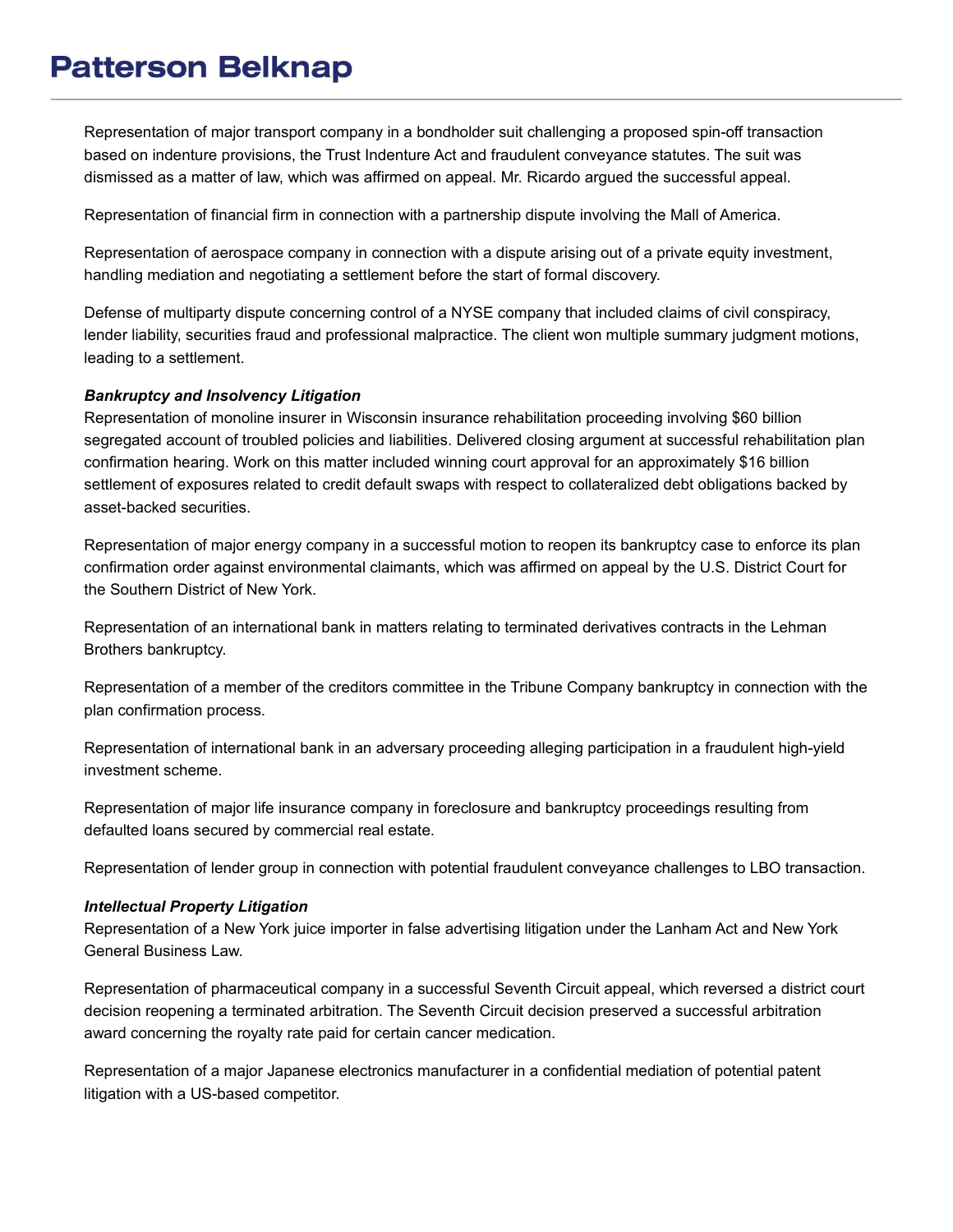Representation of major transport company in a bondholder suit challenging a proposed spin-off transaction based on indenture provisions, the Trust Indenture Act and fraudulent conveyance statutes. The suit was dismissed as a matter of law, which was affirmed on appeal. Mr. Ricardo argued the successful appeal.

Representation of financial firm in connection with a partnership dispute involving the Mall of America.

Representation of aerospace company in connection with a dispute arising out of a private equity investment, handling mediation and negotiating a settlement before the start of formal discovery.

Defense of multiparty dispute concerning control of a NYSE company that included claims of civil conspiracy, lender liability, securities fraud and professional malpractice. The client won multiple summary judgment motions, leading to a settlement.

***Bankruptcy and Insolvency Litigation***

Representation of monoline insurer in Wisconsin insurance rehabilitation proceeding involving $60 billion segregated account of troubled policies and liabilities. Delivered closing argument at successful rehabilitation plan confirmation hearing. Work on this matter included winning court approval for an approximately $16 billion settlement of exposures related to credit default swaps with respect to collateralized debt obligations backed by asset-backed securities.

Representation of major energy company in a successful motion to reopen its bankruptcy case to enforce its plan confirmation order against environmental claimants, which was affirmed on appeal by the U.S. District Court for the Southern District of New York.

Representation of an international bank in matters relating to terminated derivatives contracts in the Lehman Brothers bankruptcy.

Representation of a member of the creditors committee in the Tribune Company bankruptcy in connection with the plan confirmation process.

Representation of international bank in an adversary proceeding alleging participation in a fraudulent high-yield investment scheme.

Representation of major life insurance company in foreclosure and bankruptcy proceedings resulting from defaulted loans secured by commercial real estate.

Representation of lender group in connection with potential fraudulent conveyance challenges to LBO transaction.

***Intellectual Property Litigation***

Representation of a New York juice importer in false advertising litigation under the Lanham Act and New York General Business Law.

Representation of pharmaceutical company in a successful Seventh Circuit appeal, which reversed a district court decision reopening a terminated arbitration. The Seventh Circuit decision preserved a successful arbitration award concerning the royalty rate paid for certain cancer medication.

Representation of a major Japanese electronics manufacturer in a confidential mediation of potential patent litigation with a US-based competitor.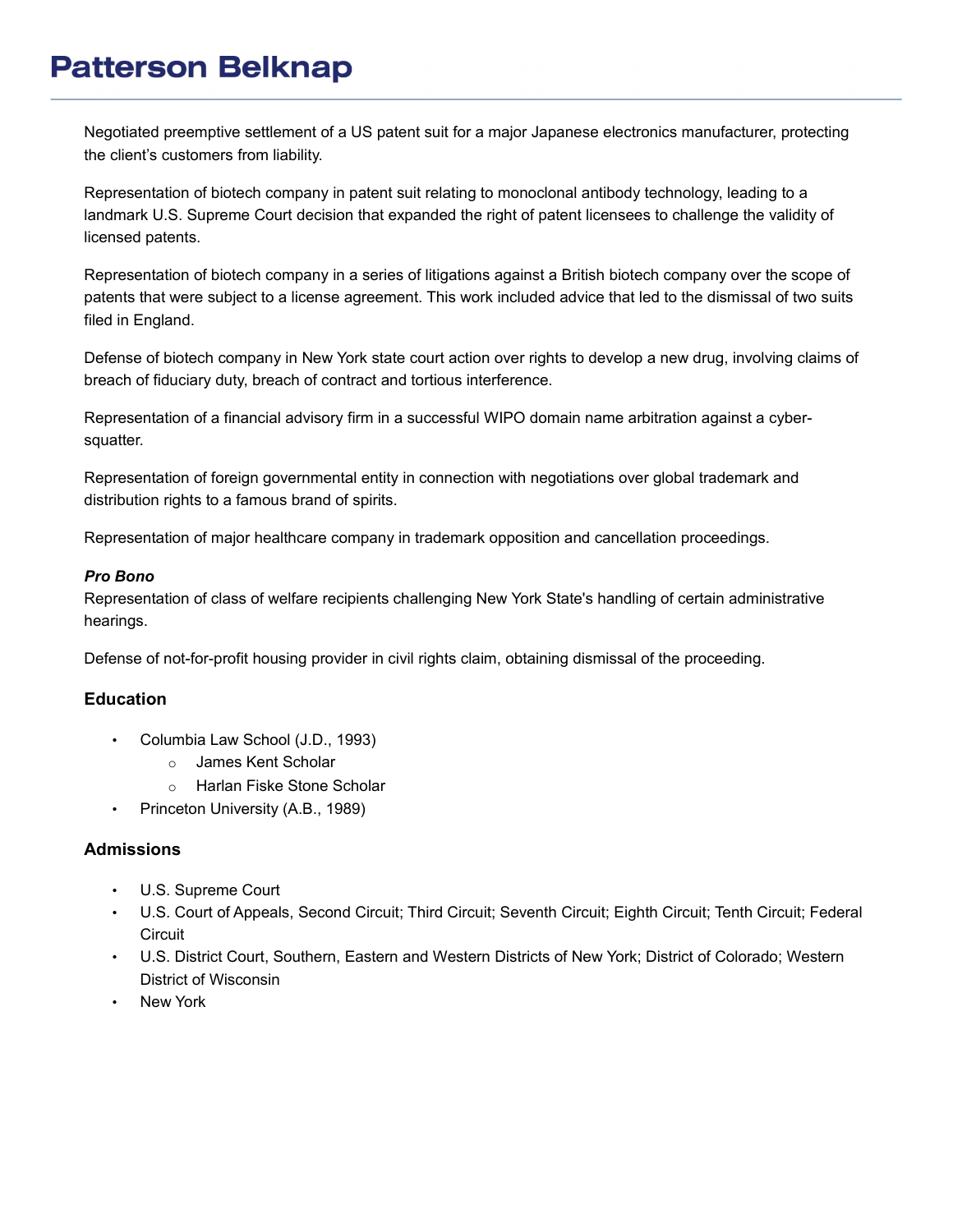Negotiated preemptive settlement of a US patent suit for a major Japanese electronics manufacturer, protecting the client's customers from liability.

Representation of biotech company in patent suit relating to monoclonal antibody technology, leading to a landmark U.S. Supreme Court decision that expanded the right of patent licensees to challenge the validity of licensed patents.

Representation of biotech company in a series of litigations against a British biotech company over the scope of patents that were subject to a license agreement. This work included advice that led to the dismissal of two suits filed in England.

Defense of biotech company in New York state court action over rights to develop a new drug, involving claims of breach of fiduciary duty, breach of contract and tortious interference.

Representation of a financial advisory firm in a successful WIPO domain name arbitration against a cyber-squatter.

Representation of foreign governmental entity in connection with negotiations over global trademark and distribution rights to a famous brand of spirits.

Representation of major healthcare company in trademark opposition and cancellation proceedings.

***Pro Bono***

Representation of class of welfare recipients challenging New York State's handling of certain administrative hearings.

Defense of not-for-profit housing provider in civil rights claim, obtaining dismissal of the proceeding.

### Education

- Columbia Law School (J.D., 1993)
  - James Kent Scholar
  - Harlan Fiske Stone Scholar
- Princeton University (A.B., 1989)

### Admissions

- U.S. Supreme Court
- U.S. Court of Appeals, Second Circuit; Third Circuit; Seventh Circuit; Eighth Circuit; Tenth Circuit; Federal Circuit
- U.S. District Court, Southern, Eastern and Western Districts of New York; District of Colorado; Western District of Wisconsin
- New York